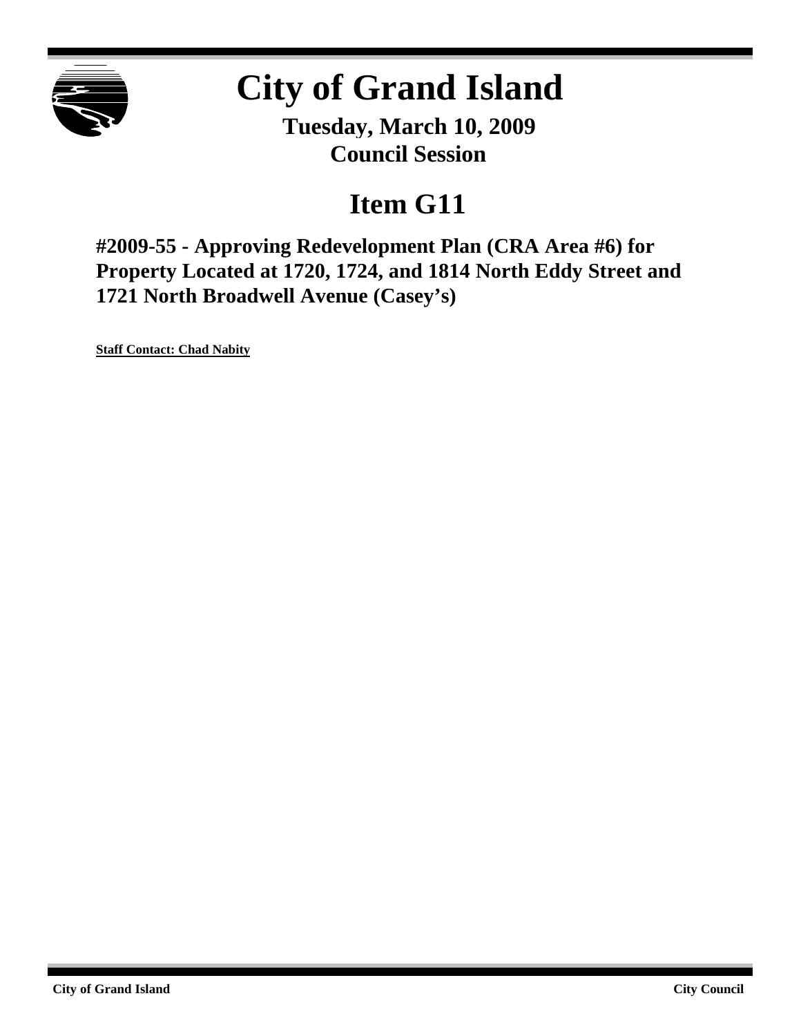# City of Grand Island

**Tuesday, March 10, 2009**
**Council Session**

## Item G11

### #2009-55 - Approving Redevelopment Plan (CRA Area #6) for Property Located at 1720, 1724, and 1814 North Eddy Street and 1721 North Broadwell Avenue (Casey's)

**Staff Contact: Chad Nabity**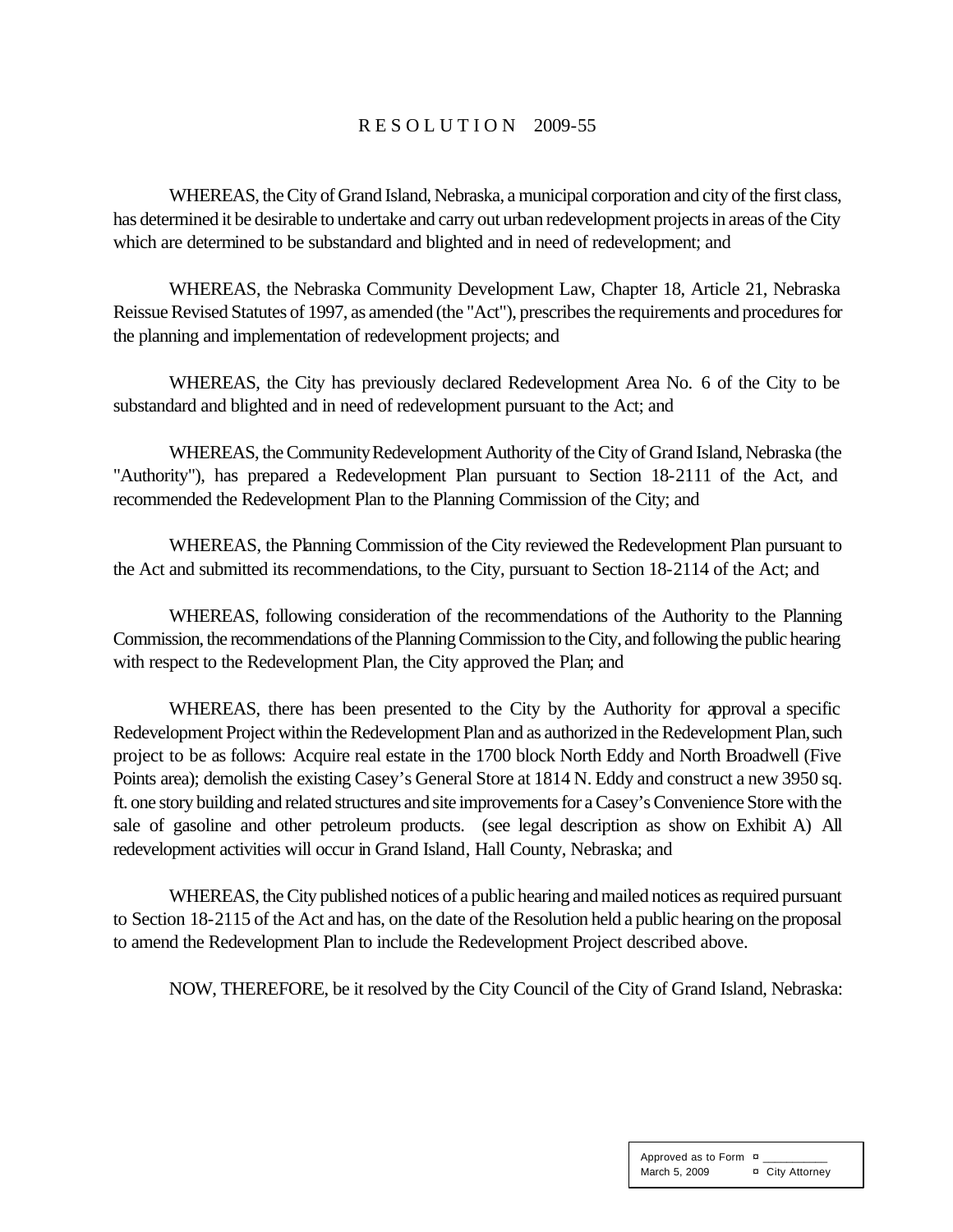R E S O L U T I O N 2009-55

WHEREAS, the City of Grand Island, Nebraska, a municipal corporation and city of the first class, has determined it be desirable to undertake and carry out urban redevelopment projects in areas of the City which are determined to be substandard and blighted and in need of redevelopment; and

WHEREAS, the Nebraska Community Development Law, Chapter 18, Article 21, Nebraska Reissue Revised Statutes of 1997, as amended (the "Act"), prescribes the requirements and procedures for the planning and implementation of redevelopment projects; and

WHEREAS, the City has previously declared Redevelopment Area No. 6 of the City to be substandard and blighted and in need of redevelopment pursuant to the Act; and

WHEREAS, the Community Redevelopment Authority of the City of Grand Island, Nebraska (the "Authority"), has prepared a Redevelopment Plan pursuant to Section 18-2111 of the Act, and recommended the Redevelopment Plan to the Planning Commission of the City; and

WHEREAS, the Planning Commission of the City reviewed the Redevelopment Plan pursuant to the Act and submitted its recommendations, to the City, pursuant to Section 18-2114 of the Act; and

WHEREAS, following consideration of the recommendations of the Authority to the Planning Commission, the recommendations of the Planning Commission to the City, and following the public hearing with respect to the Redevelopment Plan, the City approved the Plan; and

WHEREAS, there has been presented to the City by the Authority for approval a specific Redevelopment Project within the Redevelopment Plan and as authorized in the Redevelopment Plan, such project to be as follows: Acquire real estate in the 1700 block North Eddy and North Broadwell (Five Points area); demolish the existing Casey's General Store at 1814 N. Eddy and construct a new 3950 sq. ft. one story building and related structures and site improvements for a Casey's Convenience Store with the sale of gasoline and other petroleum products. (see legal description as show on Exhibit A) All redevelopment activities will occur in Grand Island, Hall County, Nebraska; and

WHEREAS, the City published notices of a public hearing and mailed notices as required pursuant to Section 18-2115 of the Act and has, on the date of the Resolution held a public hearing on the proposal to amend the Redevelopment Plan to include the Redevelopment Project described above.

NOW, THEREFORE, be it resolved by the City Council of the City of Grand Island, Nebraska:

| Approved as to Form ¤ ___________ | |
|---|---|
| March 5, 2009 | ¤ City Attorney |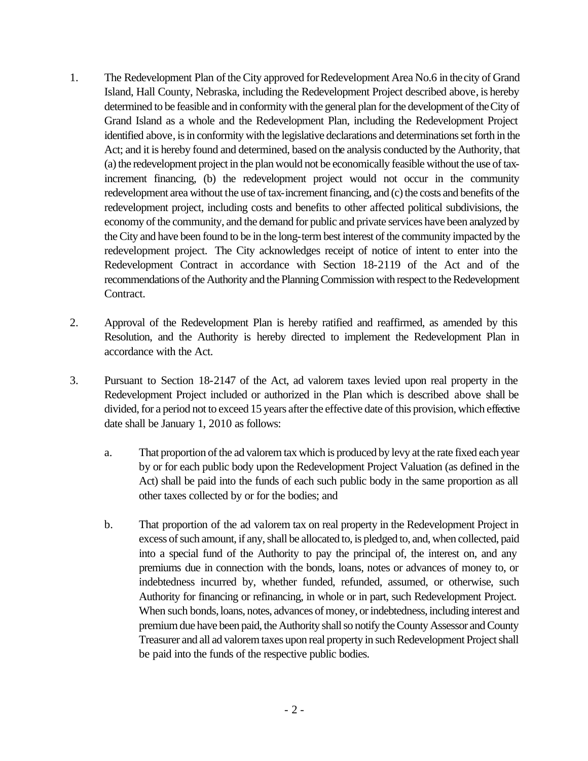1. The Redevelopment Plan of the City approved for Redevelopment Area No.6 in the city of Grand Island, Hall County, Nebraska, including the Redevelopment Project described above, is hereby determined to be feasible and in conformity with the general plan for the development of the City of Grand Island as a whole and the Redevelopment Plan, including the Redevelopment Project identified above, is in conformity with the legislative declarations and determinations set forth in the Act; and it is hereby found and determined, based on the analysis conducted by the Authority, that (a) the redevelopment project in the plan would not be economically feasible without the use of tax-increment financing, (b) the redevelopment project would not occur in the community redevelopment area without the use of tax-increment financing, and (c) the costs and benefits of the redevelopment project, including costs and benefits to other affected political subdivisions, the economy of the community, and the demand for public and private services have been analyzed by the City and have been found to be in the long-term best interest of the community impacted by the redevelopment project. The City acknowledges receipt of notice of intent to enter into the Redevelopment Contract in accordance with Section 18-2119 of the Act and of the recommendations of the Authority and the Planning Commission with respect to the Redevelopment Contract.

2. Approval of the Redevelopment Plan is hereby ratified and reaffirmed, as amended by this Resolution, and the Authority is hereby directed to implement the Redevelopment Plan in accordance with the Act.

3. Pursuant to Section 18-2147 of the Act, ad valorem taxes levied upon real property in the Redevelopment Project included or authorized in the Plan which is described above shall be divided, for a period not to exceed 15 years after the effective date of this provision, which effective date shall be January 1, 2010 as follows:

    a. That proportion of the ad valorem tax which is produced by levy at the rate fixed each year by or for each public body upon the Redevelopment Project Valuation (as defined in the Act) shall be paid into the funds of each such public body in the same proportion as all other taxes collected by or for the bodies; and

    b. That proportion of the ad valorem tax on real property in the Redevelopment Project in excess of such amount, if any, shall be allocated to, is pledged to, and, when collected, paid into a special fund of the Authority to pay the principal of, the interest on, and any premiums due in connection with the bonds, loans, notes or advances of money to, or indebtedness incurred by, whether funded, refunded, assumed, or otherwise, such Authority for financing or refinancing, in whole or in part, such Redevelopment Project. When such bonds, loans, notes, advances of money, or indebtedness, including interest and premium due have been paid, the Authority shall so notify the County Assessor and County Treasurer and all ad valorem taxes upon real property in such Redevelopment Project shall be paid into the funds of the respective public bodies.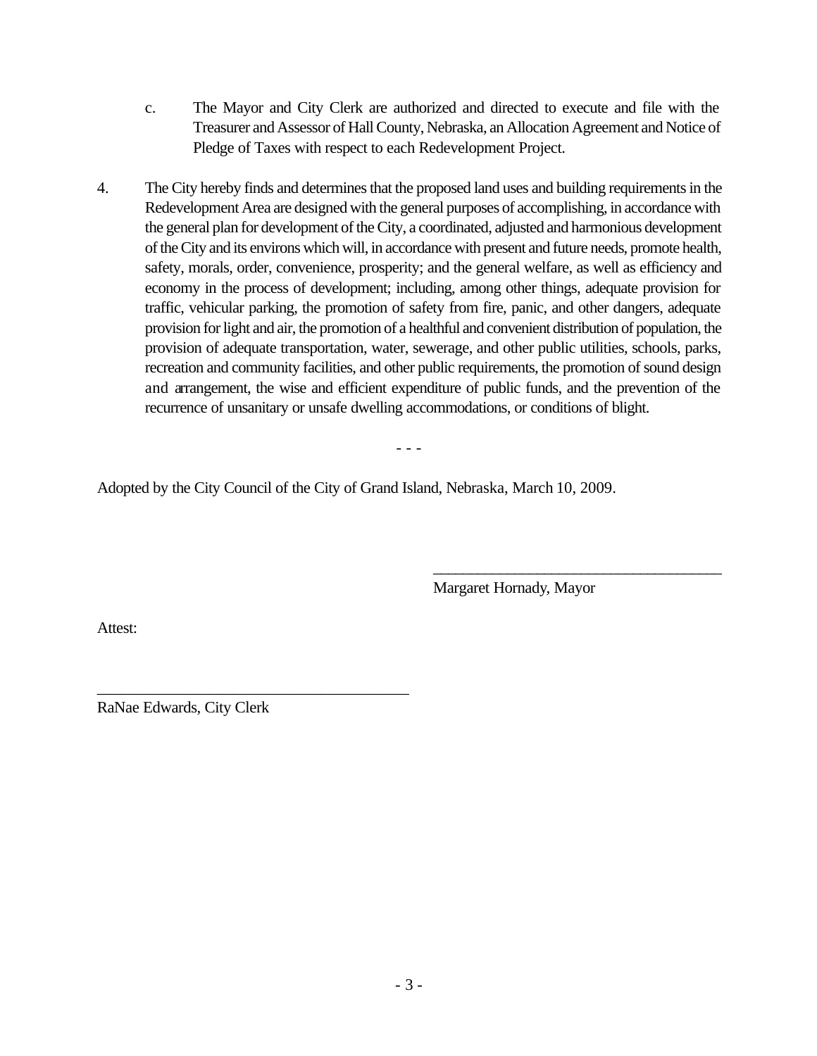c. The Mayor and City Clerk are authorized and directed to execute and file with the Treasurer and Assessor of Hall County, Nebraska, an Allocation Agreement and Notice of Pledge of Taxes with respect to each Redevelopment Project.

4. The City hereby finds and determines that the proposed land uses and building requirements in the Redevelopment Area are designed with the general purposes of accomplishing, in accordance with the general plan for development of the City, a coordinated, adjusted and harmonious development of the City and its environs which will, in accordance with present and future needs, promote health, safety, morals, order, convenience, prosperity; and the general welfare, as well as efficiency and economy in the process of development; including, among other things, adequate provision for traffic, vehicular parking, the promotion of safety from fire, panic, and other dangers, adequate provision for light and air, the promotion of a healthful and convenient distribution of population, the provision of adequate transportation, water, sewerage, and other public utilities, schools, parks, recreation and community facilities, and other public requirements, the promotion of sound design and arrangement, the wise and efficient expenditure of public funds, and the prevention of the recurrence of unsanitary or unsafe dwelling accommodations, or conditions of blight.

- - -

Adopted by the City Council of the City of Grand Island, Nebraska, March 10, 2009.

\_\_\_\_\_\_\_\_\_\_\_\_\_\_\_\_\_\_\_\_\_\_\_\_\_\_\_\_\_\_\_\_\_\_\_\_\_\_

Margaret Hornady, Mayor

Attest:

\_\_\_\_\_\_\_\_\_\_\_\_\_\_\_\_\_\_\_\_\_\_\_\_\_\_\_\_\_\_\_\_\_\_\_\_\_\_

RaNae Edwards, City Clerk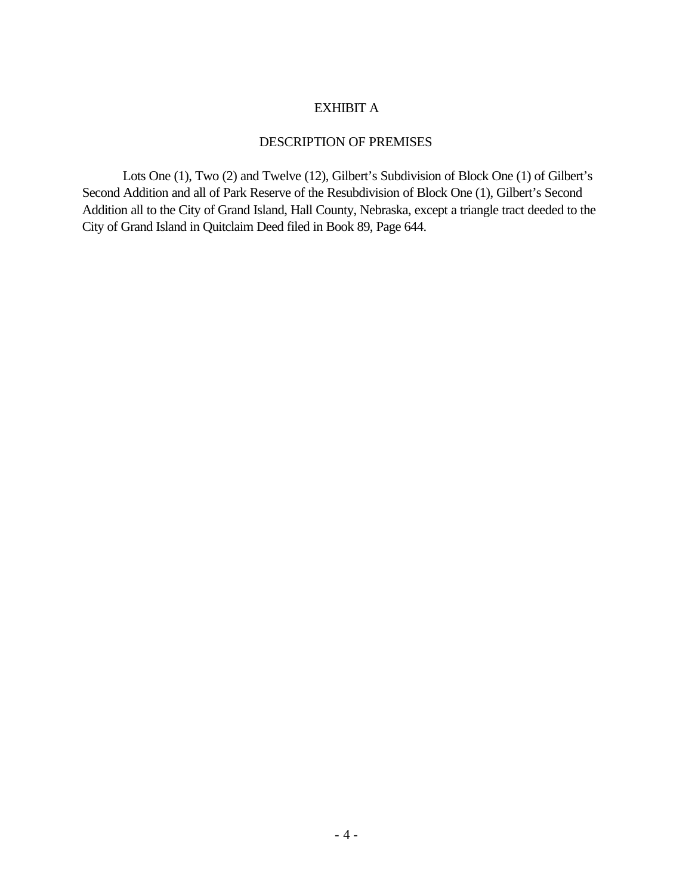# EXHIBIT A

## DESCRIPTION OF PREMISES

Lots One (1), Two (2) and Twelve (12), Gilbert's Subdivision of Block One (1) of Gilbert's Second Addition and all of Park Reserve of the Resubdivision of Block One (1), Gilbert's Second Addition all to the City of Grand Island, Hall County, Nebraska, except a triangle tract deeded to the City of Grand Island in Quitclaim Deed filed in Book 89, Page 644.